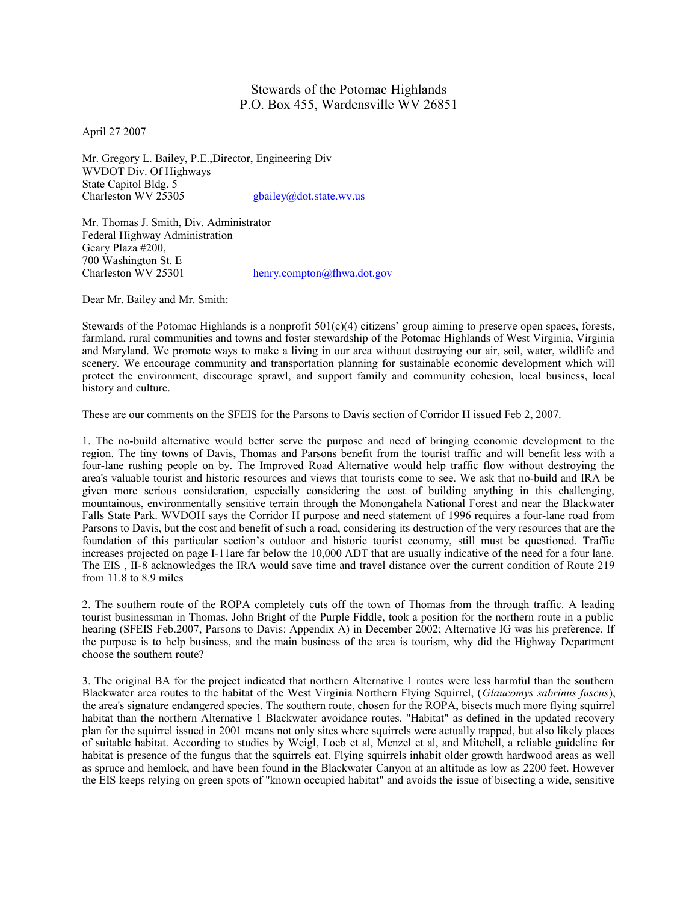# Stewards of the Potomac Highlands
P.O. Box 455, Wardensville WV 26851

April 27 2007

Mr. Gregory L. Bailey, P.E.,Director, Engineering Div
WVDOT Div. Of Highways
State Capitol Bldg. 5
Charleston WV 25305 gbailey@dot.state.wv.us

Mr. Thomas J. Smith, Div. Administrator
Federal Highway Administration
Geary Plaza #200,
700 Washington St. E
Charleston WV 25301 henry.compton@fhwa.dot.gov

Dear Mr. Bailey and Mr. Smith:

Stewards of the Potomac Highlands is a nonprofit 501(c)(4) citizens' group aiming to preserve open spaces, forests, farmland, rural communities and towns and foster stewardship of the Potomac Highlands of West Virginia, Virginia and Maryland. We promote ways to make a living in our area without destroying our air, soil, water, wildlife and scenery. We encourage community and transportation planning for sustainable economic development which will protect the environment, discourage sprawl, and support family and community cohesion, local business, local history and culture.

These are our comments on the SFEIS for the Parsons to Davis section of Corridor H issued Feb 2, 2007.

1. The no-build alternative would better serve the purpose and need of bringing economic development to the region. The tiny towns of Davis, Thomas and Parsons benefit from the tourist traffic and will benefit less with a four-lane rushing people on by. The Improved Road Alternative would help traffic flow without destroying the area's valuable tourist and historic resources and views that tourists come to see. We ask that no-build and IRA be given more serious consideration, especially considering the cost of building anything in this challenging, mountainous, environmentally sensitive terrain through the Monongahela National Forest and near the Blackwater Falls State Park. WVDOH says the Corridor H purpose and need statement of 1996 requires a four-lane road from Parsons to Davis, but the cost and benefit of such a road, considering its destruction of the very resources that are the foundation of this particular section's outdoor and historic tourist economy, still must be questioned. Traffic increases projected on page I-11are far below the 10,000 ADT that are usually indicative of the need for a four lane. The EIS , II-8 acknowledges the IRA would save time and travel distance over the current condition of Route 219 from 11.8 to 8.9 miles

2. The southern route of the ROPA completely cuts off the town of Thomas from the through traffic. A leading tourist businessman in Thomas, John Bright of the Purple Fiddle, took a position for the northern route in a public hearing (SFEIS Feb.2007, Parsons to Davis: Appendix A) in December 2002; Alternative IG was his preference. If the purpose is to help business, and the main business of the area is tourism, why did the Highway Department choose the southern route?

3. The original BA for the project indicated that northern Alternative 1 routes were less harmful than the southern Blackwater area routes to the habitat of the West Virginia Northern Flying Squirrel, (*Glaucomys sabrinus fuscus*), the area's signature endangered species. The southern route, chosen for the ROPA, bisects much more flying squirrel habitat than the northern Alternative 1 Blackwater avoidance routes. "Habitat" as defined in the updated recovery plan for the squirrel issued in 2001 means not only sites where squirrels were actually trapped, but also likely places of suitable habitat. According to studies by Weigl, Loeb et al, Menzel et al, and Mitchell, a reliable guideline for habitat is presence of the fungus that the squirrels eat. Flying squirrels inhabit older growth hardwood areas as well as spruce and hemlock, and have been found in the Blackwater Canyon at an altitude as low as 2200 feet. However the EIS keeps relying on green spots of "known occupied habitat" and avoids the issue of bisecting a wide, sensitive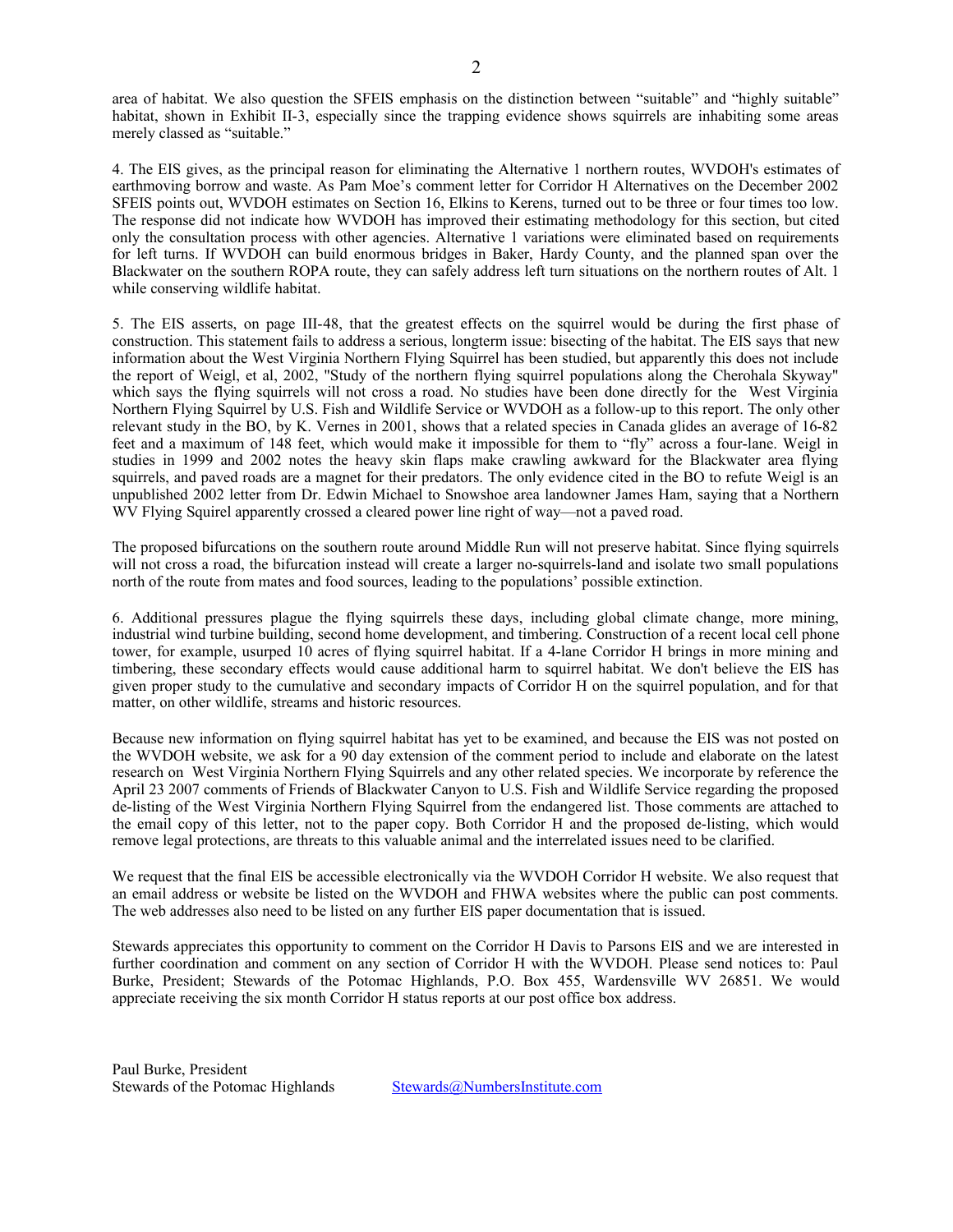area of habitat. We also question the SFEIS emphasis on the distinction between "suitable" and "highly suitable" habitat, shown in Exhibit II-3, especially since the trapping evidence shows squirrels are inhabiting some areas merely classed as "suitable."

4. The EIS gives, as the principal reason for eliminating the Alternative 1 northern routes, WVDOH's estimates of earthmoving borrow and waste. As Pam Moe's comment letter for Corridor H Alternatives on the December 2002 SFEIS points out, WVDOH estimates on Section 16, Elkins to Kerens, turned out to be three or four times too low. The response did not indicate how WVDOH has improved their estimating methodology for this section, but cited only the consultation process with other agencies. Alternative 1 variations were eliminated based on requirements for left turns. If WVDOH can build enormous bridges in Baker, Hardy County, and the planned span over the Blackwater on the southern ROPA route, they can safely address left turn situations on the northern routes of Alt. 1 while conserving wildlife habitat.

5. The EIS asserts, on page III-48, that the greatest effects on the squirrel would be during the first phase of construction. This statement fails to address a serious, longterm issue: bisecting of the habitat. The EIS says that new information about the West Virginia Northern Flying Squirrel has been studied, but apparently this does not include the report of Weigl, et al, 2002, "Study of the northern flying squirrel populations along the Cherohala Skyway" which says the flying squirrels will not cross a road. No studies have been done directly for the West Virginia Northern Flying Squirrel by U.S. Fish and Wildlife Service or WVDOH as a follow-up to this report. The only other relevant study in the BO, by K. Vernes in 2001, shows that a related species in Canada glides an average of 16-82 feet and a maximum of 148 feet, which would make it impossible for them to "fly" across a four-lane. Weigl in studies in 1999 and 2002 notes the heavy skin flaps make crawling awkward for the Blackwater area flying squirrels, and paved roads are a magnet for their predators. The only evidence cited in the BO to refute Weigl is an unpublished 2002 letter from Dr. Edwin Michael to Snowshoe area landowner James Ham, saying that a Northern WV Flying Squirel apparently crossed a cleared power line right of way—not a paved road.

The proposed bifurcations on the southern route around Middle Run will not preserve habitat. Since flying squirrels will not cross a road, the bifurcation instead will create a larger no-squirrels-land and isolate two small populations north of the route from mates and food sources, leading to the populations' possible extinction.

6. Additional pressures plague the flying squirrels these days, including global climate change, more mining, industrial wind turbine building, second home development, and timbering. Construction of a recent local cell phone tower, for example, usurped 10 acres of flying squirrel habitat. If a 4-lane Corridor H brings in more mining and timbering, these secondary effects would cause additional harm to squirrel habitat. We don't believe the EIS has given proper study to the cumulative and secondary impacts of Corridor H on the squirrel population, and for that matter, on other wildlife, streams and historic resources.

Because new information on flying squirrel habitat has yet to be examined, and because the EIS was not posted on the WVDOH website, we ask for a 90 day extension of the comment period to include and elaborate on the latest research on West Virginia Northern Flying Squirrels and any other related species. We incorporate by reference the April 23 2007 comments of Friends of Blackwater Canyon to U.S. Fish and Wildlife Service regarding the proposed de-listing of the West Virginia Northern Flying Squirrel from the endangered list. Those comments are attached to the email copy of this letter, not to the paper copy. Both Corridor H and the proposed de-listing, which would remove legal protections, are threats to this valuable animal and the interrelated issues need to be clarified.

We request that the final EIS be accessible electronically via the WVDOH Corridor H website. We also request that an email address or website be listed on the WVDOH and FHWA websites where the public can post comments. The web addresses also need to be listed on any further EIS paper documentation that is issued.

Stewards appreciates this opportunity to comment on the Corridor H Davis to Parsons EIS and we are interested in further coordination and comment on any section of Corridor H with the WVDOH. Please send notices to: Paul Burke, President; Stewards of the Potomac Highlands, P.O. Box 455, Wardensville WV 26851. We would appreciate receiving the six month Corridor H status reports at our post office box address.

Paul Burke, President
Stewards of the Potomac Highlands Stewards@NumbersInstitute.com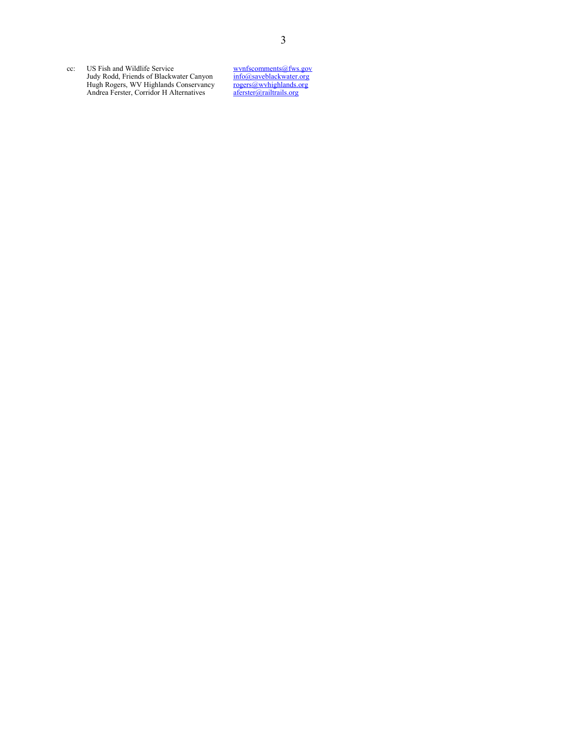cc: US Fish and Wildlife Service wvnfscomments@fws.gov
Judy Rodd, Friends of Blackwater Canyon info@saveblackwater.org
Hugh Rogers, WV Highlands Conservancy rogers@wvhighlands.org
Andrea Ferster, Corridor H Alternatives aferster@railtrails.org